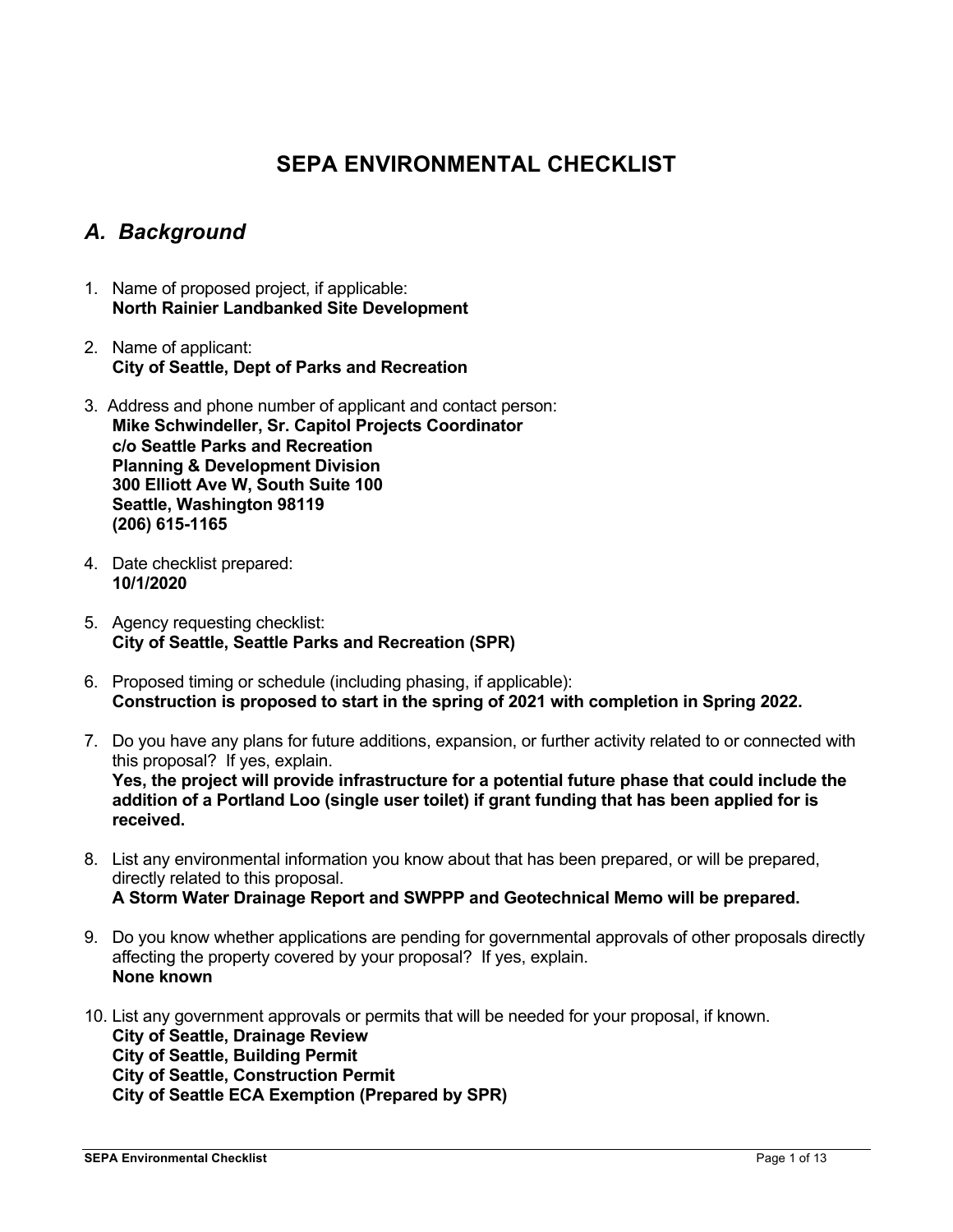# SEPA ENVIRONMENTAL CHECKLIST

## *A. Background*

1. Name of proposed project, if applicable:
   **North Rainier Landbanked Site Development**

2. Name of applicant:
   **City of Seattle, Dept of Parks and Recreation**

3. Address and phone number of applicant and contact person:
   **Mike Schwindeller, Sr. Capitol Projects Coordinator**
   **c/o Seattle Parks and Recreation**
   **Planning & Development Division**
   **300 Elliott Ave W, South Suite 100**
   **Seattle, Washington 98119**
   **(206) 615-1165**

4. Date checklist prepared:
   **10/1/2020**

5. Agency requesting checklist:
   **City of Seattle, Seattle Parks and Recreation (SPR)**

6. Proposed timing or schedule (including phasing, if applicable):
   **Construction is proposed to start in the spring of 2021 with completion in Spring 2022.**

7. Do you have any plans for future additions, expansion, or further activity related to or connected with this proposal? If yes, explain.
   **Yes, the project will provide infrastructure for a potential future phase that could include the addition of a Portland Loo (single user toilet) if grant funding that has been applied for is received.**

8. List any environmental information you know about that has been prepared, or will be prepared, directly related to this proposal.
   **A Storm Water Drainage Report and SWPPP and Geotechnical Memo will be prepared.**

9. Do you know whether applications are pending for governmental approvals of other proposals directly affecting the property covered by your proposal? If yes, explain.
   **None known**

10. List any government approvals or permits that will be needed for your proposal, if known.
    **City of Seattle, Drainage Review**
    **City of Seattle, Building Permit**
    **City of Seattle, Construction Permit**
    **City of Seattle ECA Exemption (Prepared by SPR)**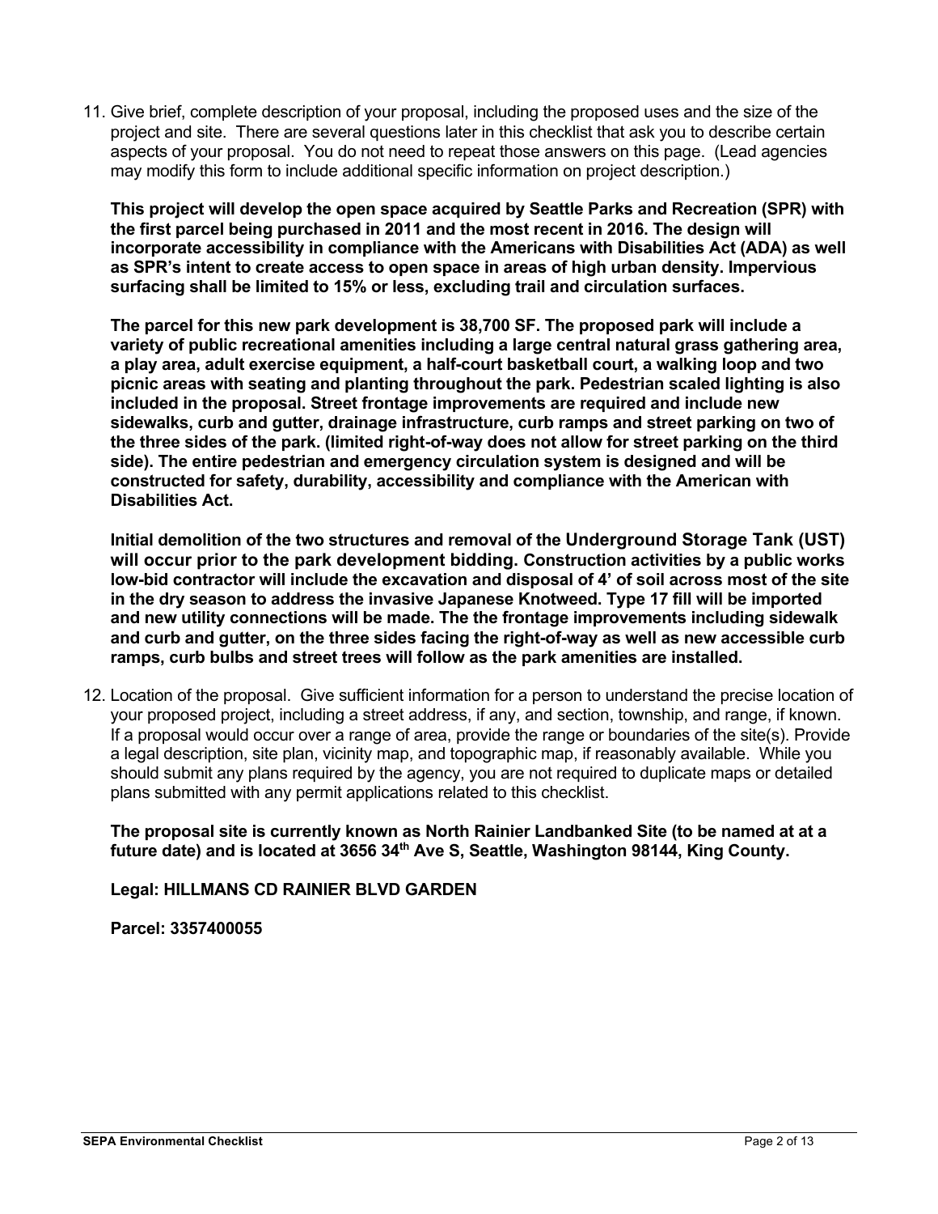11. Give brief, complete description of your proposal, including the proposed uses and the size of the project and site. There are several questions later in this checklist that ask you to describe certain aspects of your proposal. You do not need to repeat those answers on this page. (Lead agencies may modify this form to include additional specific information on project description.)

    **This project will develop the open space acquired by Seattle Parks and Recreation (SPR) with the first parcel being purchased in 2011 and the most recent in 2016. The design will incorporate accessibility in compliance with the Americans with Disabilities Act (ADA) as well as SPR's intent to create access to open space in areas of high urban density. Impervious surfacing shall be limited to 15% or less, excluding trail and circulation surfaces.**

    **The parcel for this new park development is 38,700 SF. The proposed park will include a variety of public recreational amenities including a large central natural grass gathering area, a play area, adult exercise equipment, a half-court basketball court, a walking loop and two picnic areas with seating and planting throughout the park. Pedestrian scaled lighting is also included in the proposal. Street frontage improvements are required and include new sidewalks, curb and gutter, drainage infrastructure, curb ramps and street parking on two of the three sides of the park. (limited right-of-way does not allow for street parking on the third side). The entire pedestrian and emergency circulation system is designed and will be constructed for safety, durability, accessibility and compliance with the American with Disabilities Act.**

    **Initial demolition of the two structures and removal of the Underground Storage Tank (UST) will occur prior to the park development bidding. Construction activities by a public works low-bid contractor will include the excavation and disposal of 4' of soil across most of the site in the dry season to address the invasive Japanese Knotweed. Type 17 fill will be imported and new utility connections will be made. The the frontage improvements including sidewalk and curb and gutter, on the three sides facing the right-of-way as well as new accessible curb ramps, curb bulbs and street trees will follow as the park amenities are installed.**

12. Location of the proposal. Give sufficient information for a person to understand the precise location of your proposed project, including a street address, if any, and section, township, and range, if known. If a proposal would occur over a range of area, provide the range or boundaries of the site(s). Provide a legal description, site plan, vicinity map, and topographic map, if reasonably available. While you should submit any plans required by the agency, you are not required to duplicate maps or detailed plans submitted with any permit applications related to this checklist.

    **The proposal site is currently known as North Rainier Landbanked Site (to be named at at a future date) and is located at 3656 34th Ave S, Seattle, Washington 98144, King County.**

    **Legal: HILLMANS CD RAINIER BLVD GARDEN**

    **Parcel: 3357400055**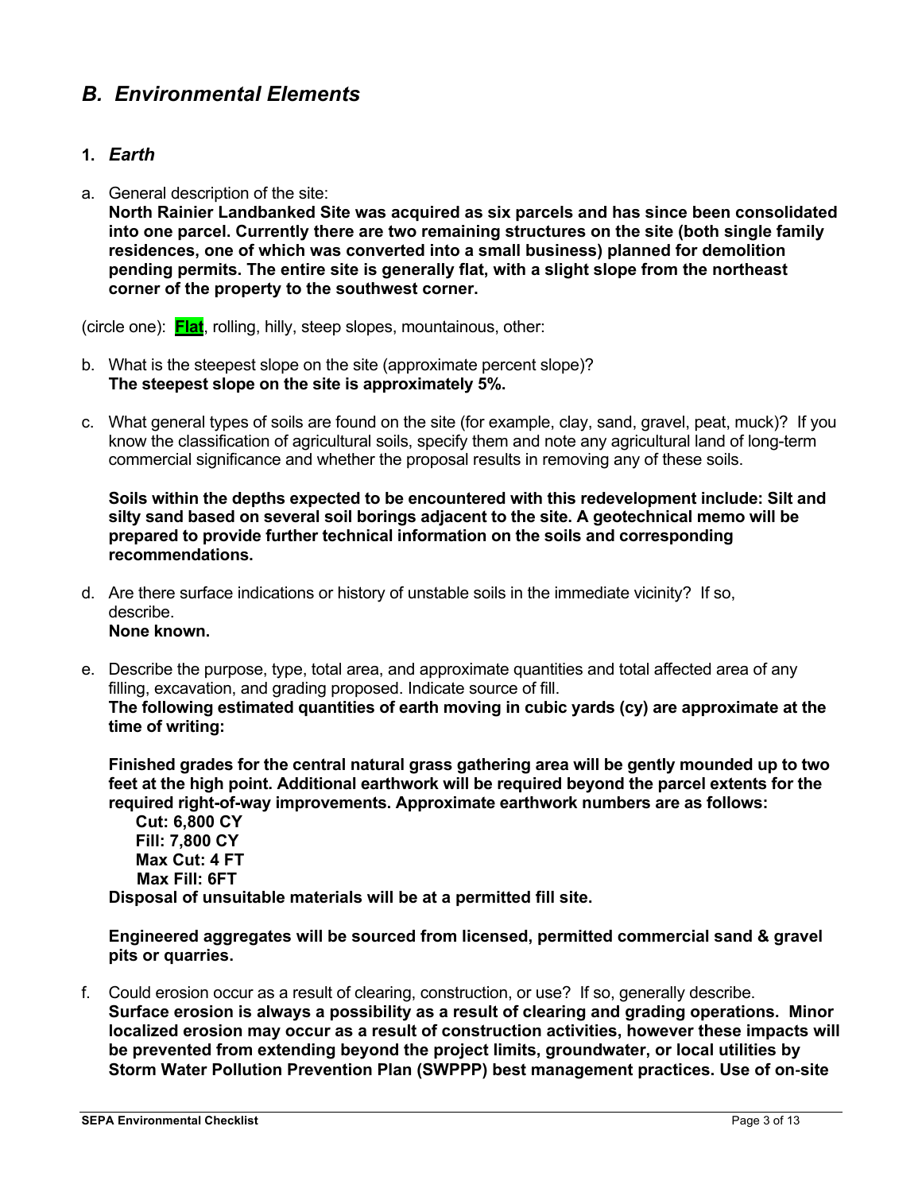## *B. Environmental Elements*

### 1. *Earth*

a. General description of the site:
**North Rainier Landbanked Site was acquired as six parcels and has since been consolidated into one parcel. Currently there are two remaining structures on the site (both single family residences, one of which was converted into a small business) planned for demolition pending permits. The entire site is generally flat, with a slight slope from the northeast corner of the property to the southwest corner.**

(circle one): **Flat**, rolling, hilly, steep slopes, mountainous, other:

b. What is the steepest slope on the site (approximate percent slope)?
**The steepest slope on the site is approximately 5%.**

c. What general types of soils are found on the site (for example, clay, sand, gravel, peat, muck)? If you know the classification of agricultural soils, specify them and note any agricultural land of long-term commercial significance and whether the proposal results in removing any of these soils.

**Soils within the depths expected to be encountered with this redevelopment include: Silt and silty sand based on several soil borings adjacent to the site. A geotechnical memo will be prepared to provide further technical information on the soils and corresponding recommendations.**

d. Are there surface indications or history of unstable soils in the immediate vicinity? If so, describe.
**None known.**

e. Describe the purpose, type, total area, and approximate quantities and total affected area of any filling, excavation, and grading proposed. Indicate source of fill.
**The following estimated quantities of earth moving in cubic yards (cy) are approximate at the time of writing:**

**Finished grades for the central natural grass gathering area will be gently mounded up to two feet at the high point. Additional earthwork will be required beyond the parcel extents for the required right-of-way improvements. Approximate earthwork numbers are as follows:**

**Cut: 6,800 CY**
**Fill: 7,800 CY**
**Max Cut: 4 FT**
**Max Fill: 6FT**

**Disposal of unsuitable materials will be at a permitted fill site.**

**Engineered aggregates will be sourced from licensed, permitted commercial sand & gravel pits or quarries.**

f. Could erosion occur as a result of clearing, construction, or use? If so, generally describe.
**Surface erosion is always a possibility as a result of clearing and grading operations. Minor localized erosion may occur as a result of construction activities, however these impacts will be prevented from extending beyond the project limits, groundwater, or local utilities by Storm Water Pollution Prevention Plan (SWPPP) best management practices. Use of on-site**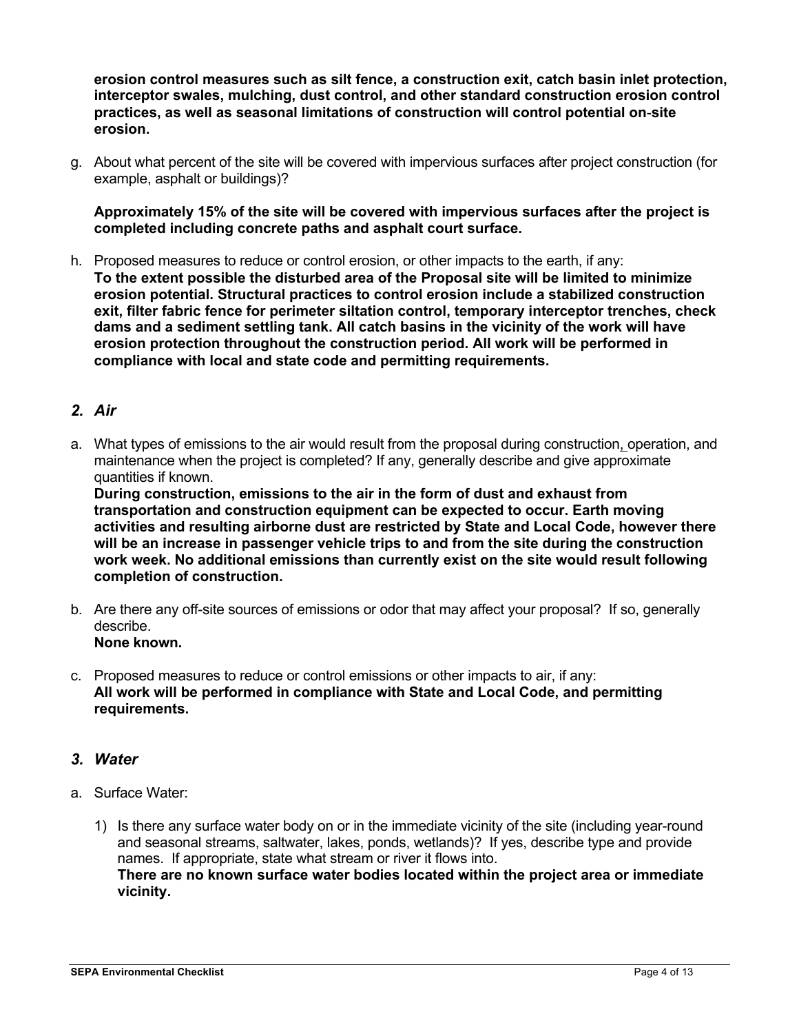**erosion control measures such as silt fence, a construction exit, catch basin inlet protection, interceptor swales, mulching, dust control, and other standard construction erosion control practices, as well as seasonal limitations of construction will control potential on-site erosion.**

g. About what percent of the site will be covered with impervious surfaces after project construction (for example, asphalt or buildings)?

   **Approximately 15% of the site will be covered with impervious surfaces after the project is completed including concrete paths and asphalt court surface.**

h. Proposed measures to reduce or control erosion, or other impacts to the earth, if any:
   **To the extent possible the disturbed area of the Proposal site will be limited to minimize erosion potential. Structural practices to control erosion include a stabilized construction exit, filter fabric fence for perimeter siltation control, temporary interceptor trenches, check dams and a sediment settling tank. All catch basins in the vicinity of the work will have erosion protection throughout the construction period. All work will be performed in compliance with local and state code and permitting requirements.**

## *2. Air*

a. What types of emissions to the air would result from the proposal during construction, operation, and maintenance when the project is completed? If any, generally describe and give approximate quantities if known.
   **During construction, emissions to the air in the form of dust and exhaust from transportation and construction equipment can be expected to occur. Earth moving activities and resulting airborne dust are restricted by State and Local Code, however there will be an increase in passenger vehicle trips to and from the site during the construction work week. No additional emissions than currently exist on the site would result following completion of construction.**

b. Are there any off-site sources of emissions or odor that may affect your proposal? If so, generally describe.
   **None known.**

c. Proposed measures to reduce or control emissions or other impacts to air, if any:
   **All work will be performed in compliance with State and Local Code, and permitting requirements.**

## *3. Water*

a. Surface Water:

   1) Is there any surface water body on or in the immediate vicinity of the site (including year-round and seasonal streams, saltwater, lakes, ponds, wetlands)? If yes, describe type and provide names. If appropriate, state what stream or river it flows into.
      **There are no known surface water bodies located within the project area or immediate vicinity.**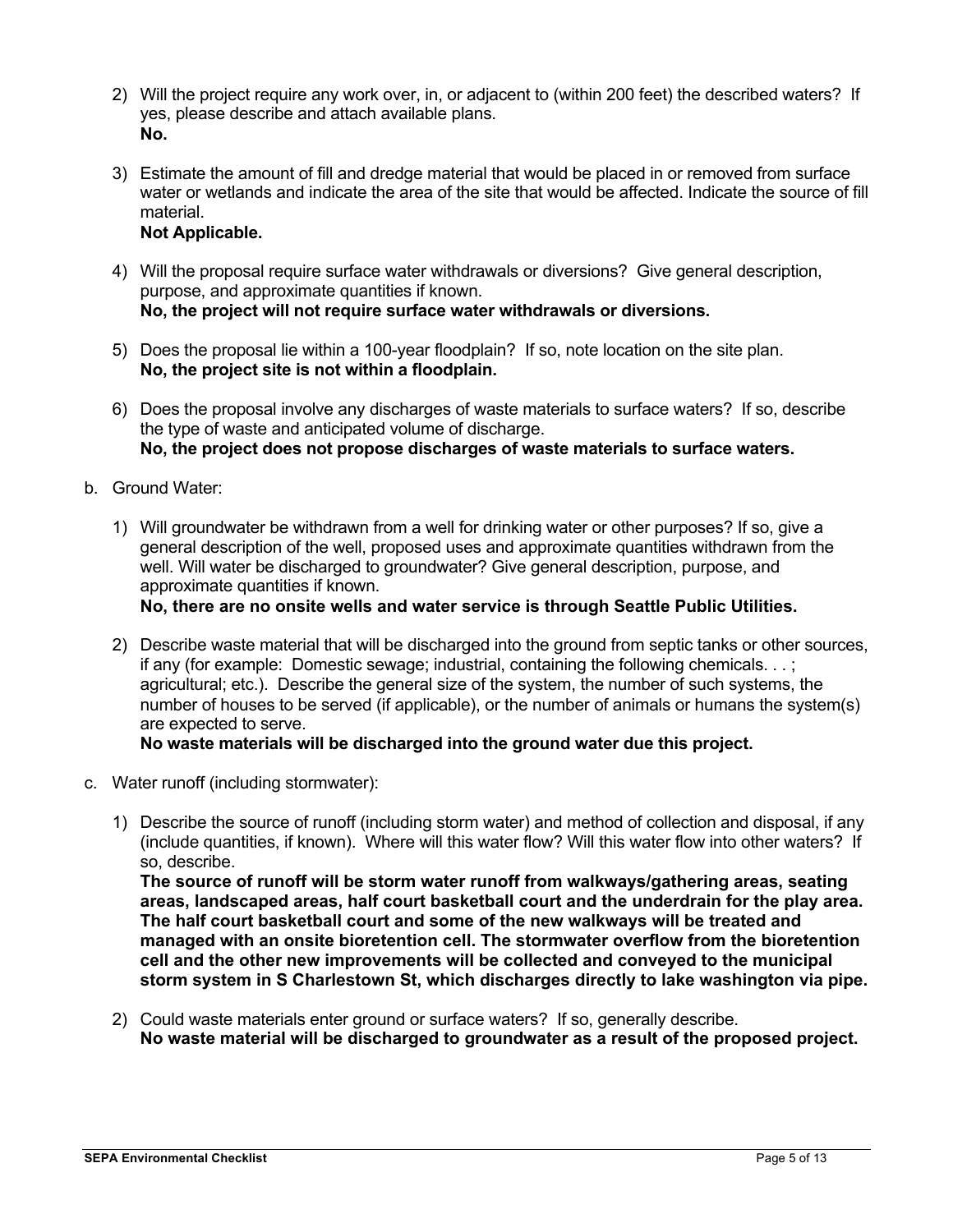2) Will the project require any work over, in, or adjacent to (within 200 feet) the described waters? If yes, please describe and attach available plans.
   **No.**

3) Estimate the amount of fill and dredge material that would be placed in or removed from surface water or wetlands and indicate the area of the site that would be affected. Indicate the source of fill material.
   **Not Applicable.**

4) Will the proposal require surface water withdrawals or diversions? Give general description, purpose, and approximate quantities if known.
   **No, the project will not require surface water withdrawals or diversions.**

5) Does the proposal lie within a 100-year floodplain? If so, note location on the site plan.
   **No, the project site is not within a floodplain.**

6) Does the proposal involve any discharges of waste materials to surface waters? If so, describe the type of waste and anticipated volume of discharge.
   **No, the project does not propose discharges of waste materials to surface waters.**

b. Ground Water:

1) Will groundwater be withdrawn from a well for drinking water or other purposes? If so, give a general description of the well, proposed uses and approximate quantities withdrawn from the well. Will water be discharged to groundwater? Give general description, purpose, and approximate quantities if known.
   **No, there are no onsite wells and water service is through Seattle Public Utilities.**

2) Describe waste material that will be discharged into the ground from septic tanks or other sources, if any (for example: Domestic sewage; industrial, containing the following chemicals. . . ; agricultural; etc.). Describe the general size of the system, the number of such systems, the number of houses to be served (if applicable), or the number of animals or humans the system(s) are expected to serve.
   **No waste materials will be discharged into the ground water due this project.**

c. Water runoff (including stormwater):

1) Describe the source of runoff (including storm water) and method of collection and disposal, if any (include quantities, if known). Where will this water flow? Will this water flow into other waters? If so, describe.
   **The source of runoff will be storm water runoff from walkways/gathering areas, seating areas, landscaped areas, half court basketball court and the underdrain for the play area. The half court basketball court and some of the new walkways will be treated and managed with an onsite bioretention cell. The stormwater overflow from the bioretention cell and the other new improvements will be collected and conveyed to the municipal storm system in S Charlestown St, which discharges directly to lake washington via pipe.**

2) Could waste materials enter ground or surface waters? If so, generally describe.
   **No waste material will be discharged to groundwater as a result of the proposed project.**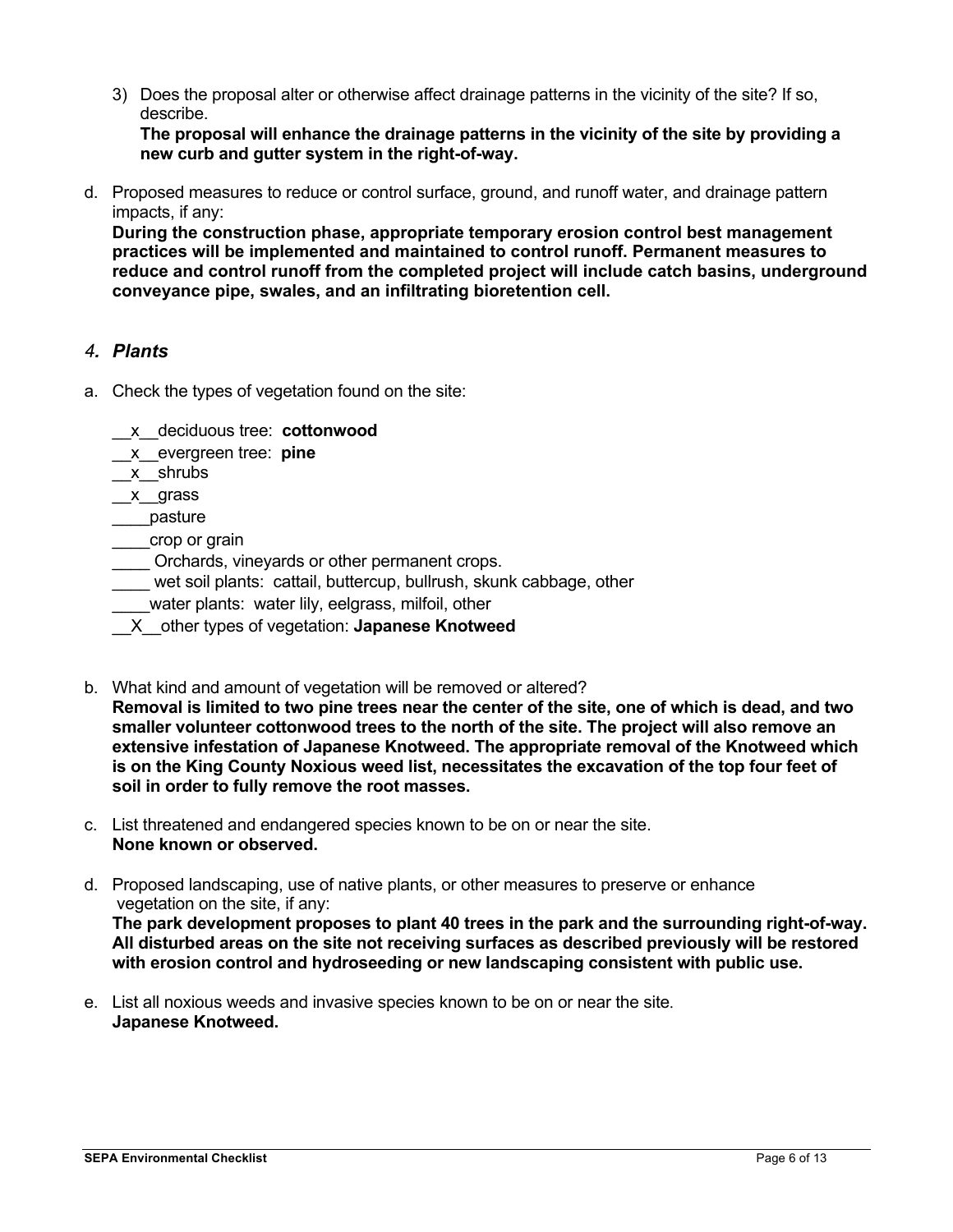3) Does the proposal alter or otherwise affect drainage patterns in the vicinity of the site? If so, describe.
   **The proposal will enhance the drainage patterns in the vicinity of the site by providing a new curb and gutter system in the right-of-way.**

d. Proposed measures to reduce or control surface, ground, and runoff water, and drainage pattern impacts, if any:
   **During the construction phase, appropriate temporary erosion control best management practices will be implemented and maintained to control runoff. Permanent measures to reduce and control runoff from the completed project will include catch basins, underground conveyance pipe, swales, and an infiltrating bioretention cell.**

## *4. Plants*

a. Check the types of vegetation found on the site:

__x__deciduous tree: **cottonwood**
__x__evergreen tree: **pine**
__x__shrubs
__x__grass
____pasture
____crop or grain
____ Orchards, vineyards or other permanent crops.
____ wet soil plants: cattail, buttercup, bullrush, skunk cabbage, other
____water plants: water lily, eelgrass, milfoil, other
__X__other types of vegetation: **Japanese Knotweed**

b. What kind and amount of vegetation will be removed or altered?
   **Removal is limited to two pine trees near the center of the site, one of which is dead, and two smaller volunteer cottonwood trees to the north of the site. The project will also remove an extensive infestation of Japanese Knotweed. The appropriate removal of the Knotweed which is on the King County Noxious weed list, necessitates the excavation of the top four feet of soil in order to fully remove the root masses.**

c. List threatened and endangered species known to be on or near the site.
   **None known or observed.**

d. Proposed landscaping, use of native plants, or other measures to preserve or enhance vegetation on the site, if any:
   **The park development proposes to plant 40 trees in the park and the surrounding right-of-way. All disturbed areas on the site not receiving surfaces as described previously will be restored with erosion control and hydroseeding or new landscaping consistent with public use.**

e. List all noxious weeds and invasive species known to be on or near the site.
   **Japanese Knotweed.**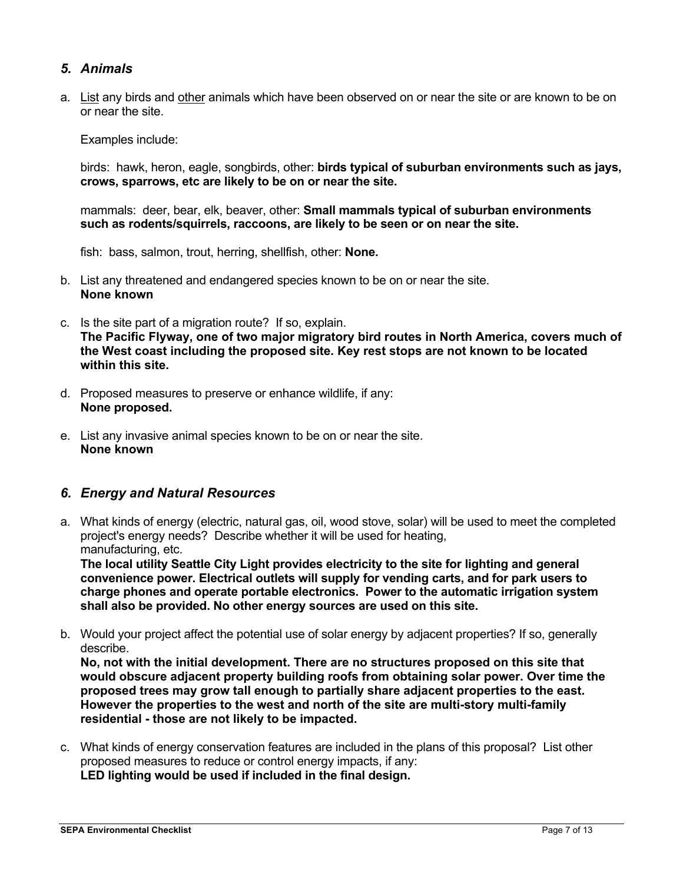## *5. Animals*

a. List any birds and other animals which have been observed on or near the site or are known to be on or near the site.

   Examples include:

   birds: hawk, heron, eagle, songbirds, other: **birds typical of suburban environments such as jays, crows, sparrows, etc are likely to be on or near the site.**

   mammals: deer, bear, elk, beaver, other: **Small mammals typical of suburban environments such as rodents/squirrels, raccoons, are likely to be seen or on near the site.**

   fish: bass, salmon, trout, herring, shellfish, other: **None.**

b. List any threatened and endangered species known to be on or near the site.
   **None known**

c. Is the site part of a migration route? If so, explain.
   **The Pacific Flyway, one of two major migratory bird routes in North America, covers much of the West coast including the proposed site. Key rest stops are not known to be located within this site.**

d. Proposed measures to preserve or enhance wildlife, if any:
   **None proposed.**

e. List any invasive animal species known to be on or near the site.
   **None known**

## *6. Energy and Natural Resources*

a. What kinds of energy (electric, natural gas, oil, wood stove, solar) will be used to meet the completed project's energy needs? Describe whether it will be used for heating, manufacturing, etc.
   **The local utility Seattle City Light provides electricity to the site for lighting and general convenience power. Electrical outlets will supply for vending carts, and for park users to charge phones and operate portable electronics. Power to the automatic irrigation system shall also be provided. No other energy sources are used on this site.**

b. Would your project affect the potential use of solar energy by adjacent properties? If so, generally describe.
   **No, not with the initial development. There are no structures proposed on this site that would obscure adjacent property building roofs from obtaining solar power. Over time the proposed trees may grow tall enough to partially share adjacent properties to the east. However the properties to the west and north of the site are multi-story multi-family residential - those are not likely to be impacted.**

c. What kinds of energy conservation features are included in the plans of this proposal? List other proposed measures to reduce or control energy impacts, if any:
   **LED lighting would be used if included in the final design.**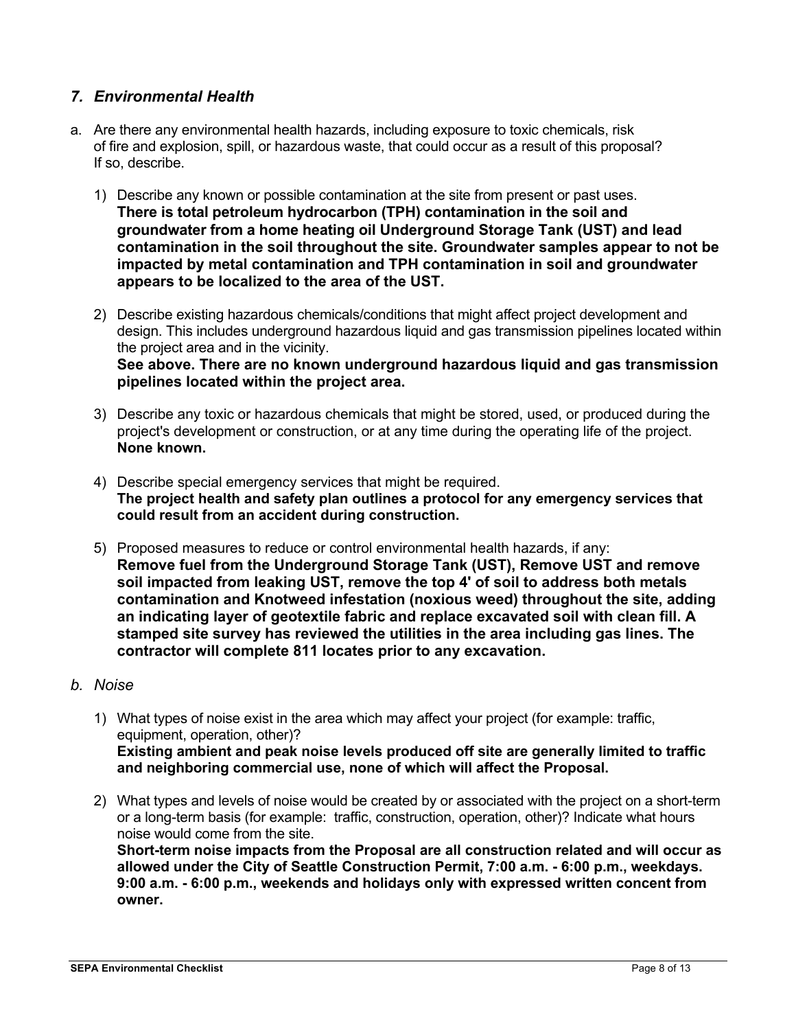## *7. Environmental Health*

a. Are there any environmental health hazards, including exposure to toxic chemicals, risk of fire and explosion, spill, or hazardous waste, that could occur as a result of this proposal? If so, describe.

1) Describe any known or possible contamination at the site from present or past uses.
**There is total petroleum hydrocarbon (TPH) contamination in the soil and groundwater from a home heating oil Underground Storage Tank (UST) and lead contamination in the soil throughout the site. Groundwater samples appear to not be impacted by metal contamination and TPH contamination in soil and groundwater appears to be localized to the area of the UST.**

2) Describe existing hazardous chemicals/conditions that might affect project development and design. This includes underground hazardous liquid and gas transmission pipelines located within the project area and in the vicinity.
**See above. There are no known underground hazardous liquid and gas transmission pipelines located within the project area.**

3) Describe any toxic or hazardous chemicals that might be stored, used, or produced during the project's development or construction, or at any time during the operating life of the project.
**None known.**

4) Describe special emergency services that might be required.
**The project health and safety plan outlines a protocol for any emergency services that could result from an accident during construction.**

5) Proposed measures to reduce or control environmental health hazards, if any:
**Remove fuel from the Underground Storage Tank (UST), Remove UST and remove soil impacted from leaking UST, remove the top 4' of soil to address both metals contamination and Knotweed infestation (noxious weed) throughout the site, adding an indicating layer of geotextile fabric and replace excavated soil with clean fill. A stamped site survey has reviewed the utilities in the area including gas lines. The contractor will complete 811 locates prior to any excavation.**

*b. Noise*

1) What types of noise exist in the area which may affect your project (for example: traffic, equipment, operation, other)?
**Existing ambient and peak noise levels produced off site are generally limited to traffic and neighboring commercial use, none of which will affect the Proposal.**

2) What types and levels of noise would be created by or associated with the project on a short-term or a long-term basis (for example: traffic, construction, operation, other)? Indicate what hours noise would come from the site.
**Short-term noise impacts from the Proposal are all construction related and will occur as allowed under the City of Seattle Construction Permit, 7:00 a.m. - 6:00 p.m., weekdays. 9:00 a.m. - 6:00 p.m., weekends and holidays only with expressed written concent from owner.**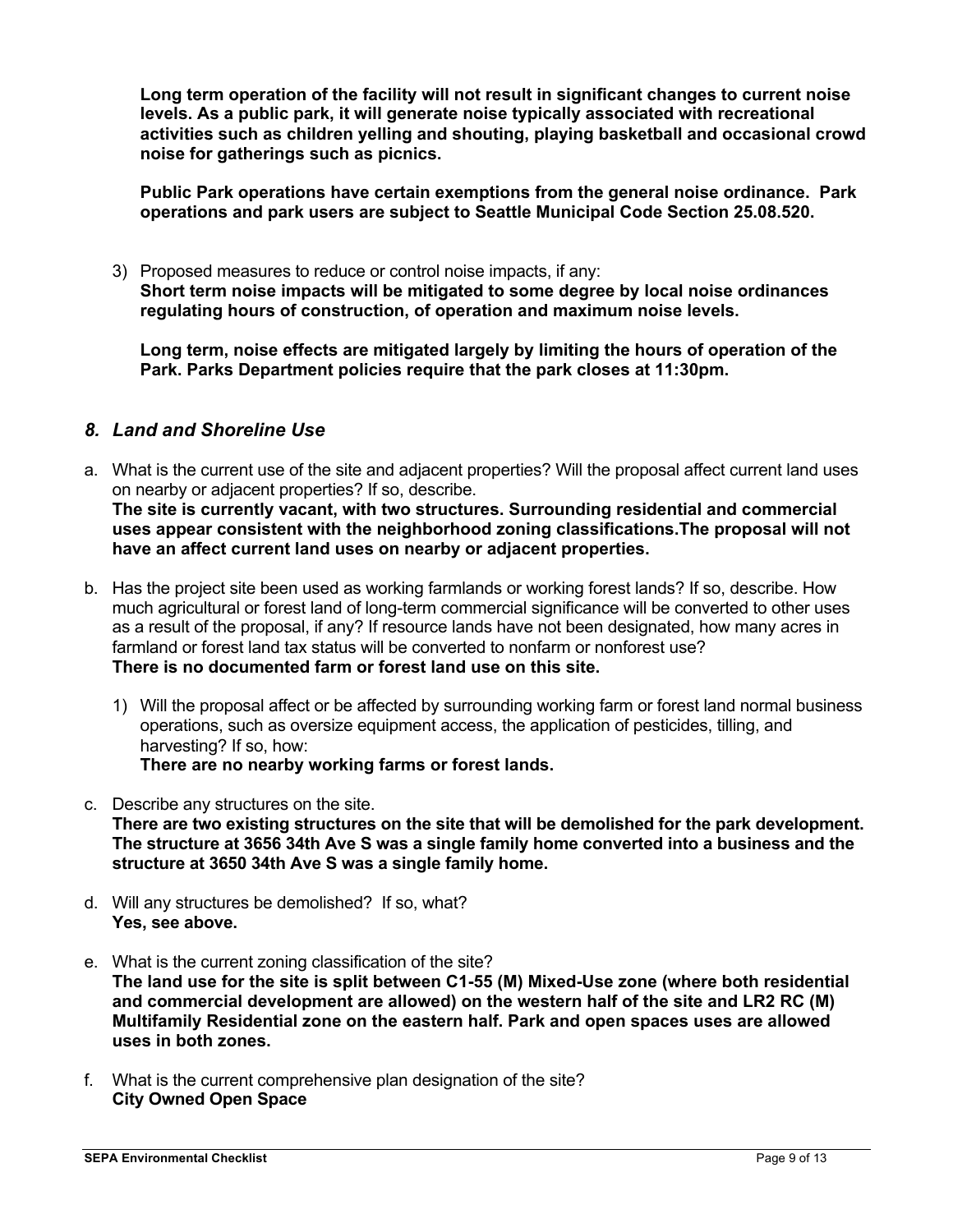**Long term operation of the facility will not result in significant changes to current noise levels. As a public park, it will generate noise typically associated with recreational activities such as children yelling and shouting, playing basketball and occasional crowd noise for gatherings such as picnics.**

**Public Park operations have certain exemptions from the general noise ordinance. Park operations and park users are subject to Seattle Municipal Code Section 25.08.520.**

3) Proposed measures to reduce or control noise impacts, if any:
   **Short term noise impacts will be mitigated to some degree by local noise ordinances regulating hours of construction, of operation and maximum noise levels.**

   **Long term, noise effects are mitigated largely by limiting the hours of operation of the Park. Parks Department policies require that the park closes at 11:30pm.**

## *8. Land and Shoreline Use*

a. What is the current use of the site and adjacent properties? Will the proposal affect current land uses on nearby or adjacent properties? If so, describe.
   **The site is currently vacant, with two structures. Surrounding residential and commercial uses appear consistent with the neighborhood zoning classifications.The proposal will not have an affect current land uses on nearby or adjacent properties.**

b. Has the project site been used as working farmlands or working forest lands? If so, describe. How much agricultural or forest land of long-term commercial significance will be converted to other uses as a result of the proposal, if any? If resource lands have not been designated, how many acres in farmland or forest land tax status will be converted to nonfarm or nonforest use?
   **There is no documented farm or forest land use on this site.**

   1) Will the proposal affect or be affected by surrounding working farm or forest land normal business operations, such as oversize equipment access, the application of pesticides, tilling, and harvesting? If so, how:
      **There are no nearby working farms or forest lands.**

c. Describe any structures on the site.
   **There are two existing structures on the site that will be demolished for the park development. The structure at 3656 34th Ave S was a single family home converted into a business and the structure at 3650 34th Ave S was a single family home.**

d. Will any structures be demolished? If so, what?
   **Yes, see above.**

e. What is the current zoning classification of the site?
   **The land use for the site is split between C1-55 (M) Mixed-Use zone (where both residential and commercial development are allowed) on the western half of the site and LR2 RC (M) Multifamily Residential zone on the eastern half. Park and open spaces uses are allowed uses in both zones.**

f. What is the current comprehensive plan designation of the site?
   **City Owned Open Space**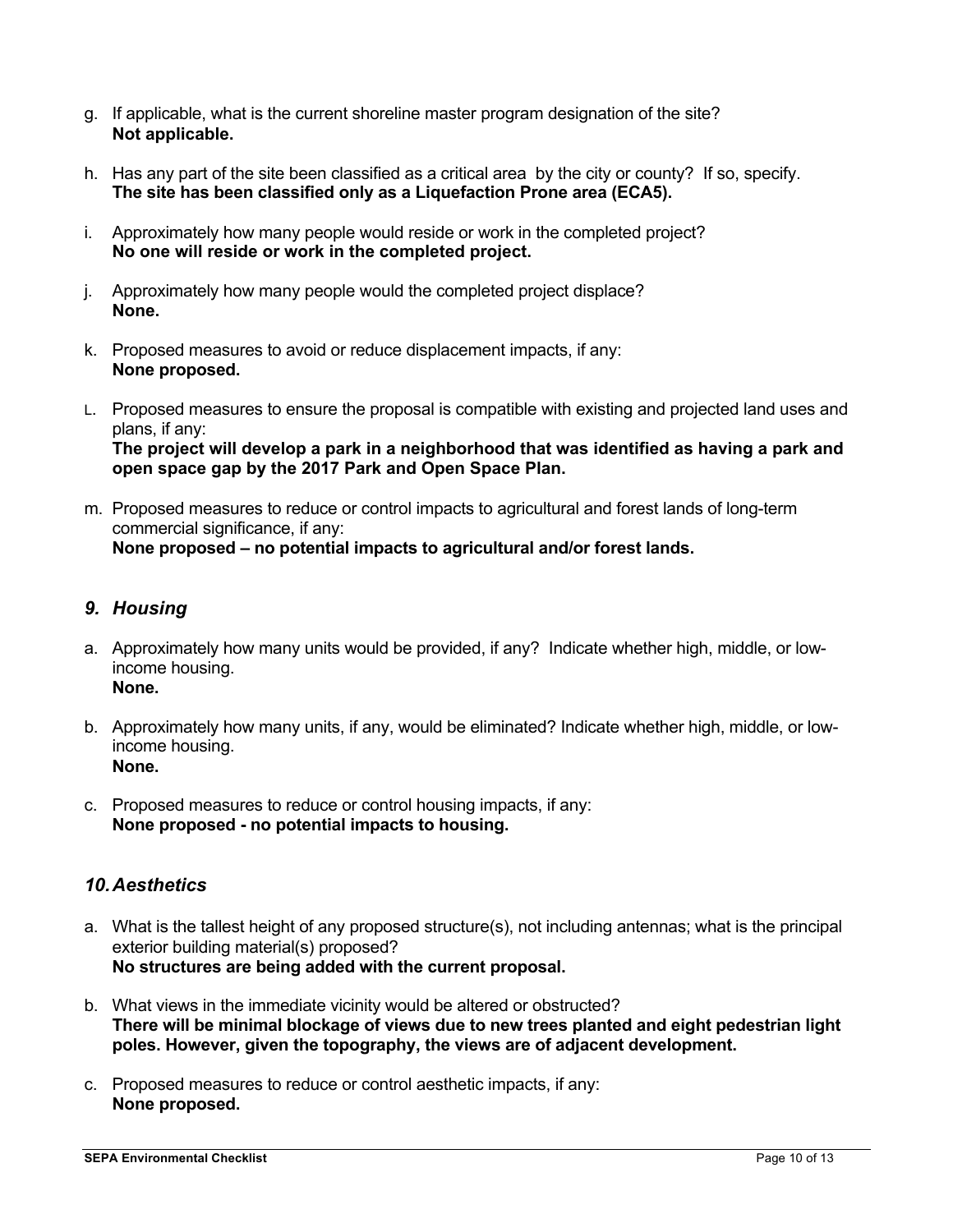g. If applicable, what is the current shoreline master program designation of the site?
**Not applicable.**

h. Has any part of the site been classified as a critical area by the city or county? If so, specify.
**The site has been classified only as a Liquefaction Prone area (ECA5).**

i. Approximately how many people would reside or work in the completed project?
**No one will reside or work in the completed project.**

j. Approximately how many people would the completed project displace?
**None.**

k. Proposed measures to avoid or reduce displacement impacts, if any:
**None proposed.**

L. Proposed measures to ensure the proposal is compatible with existing and projected land uses and plans, if any:
**The project will develop a park in a neighborhood that was identified as having a park and open space gap by the 2017 Park and Open Space Plan.**

m. Proposed measures to reduce or control impacts to agricultural and forest lands of long-term commercial significance, if any:
**None proposed – no potential impacts to agricultural and/or forest lands.**

## *9. Housing*

a. Approximately how many units would be provided, if any? Indicate whether high, middle, or low-income housing.
**None.**

b. Approximately how many units, if any, would be eliminated? Indicate whether high, middle, or low-income housing.
**None.**

c. Proposed measures to reduce or control housing impacts, if any:
**None proposed - no potential impacts to housing.**

## *10. Aesthetics*

a. What is the tallest height of any proposed structure(s), not including antennas; what is the principal exterior building material(s) proposed?
**No structures are being added with the current proposal.**

b. What views in the immediate vicinity would be altered or obstructed?
**There will be minimal blockage of views due to new trees planted and eight pedestrian light poles. However, given the topography, the views are of adjacent development.**

c. Proposed measures to reduce or control aesthetic impacts, if any:
**None proposed.**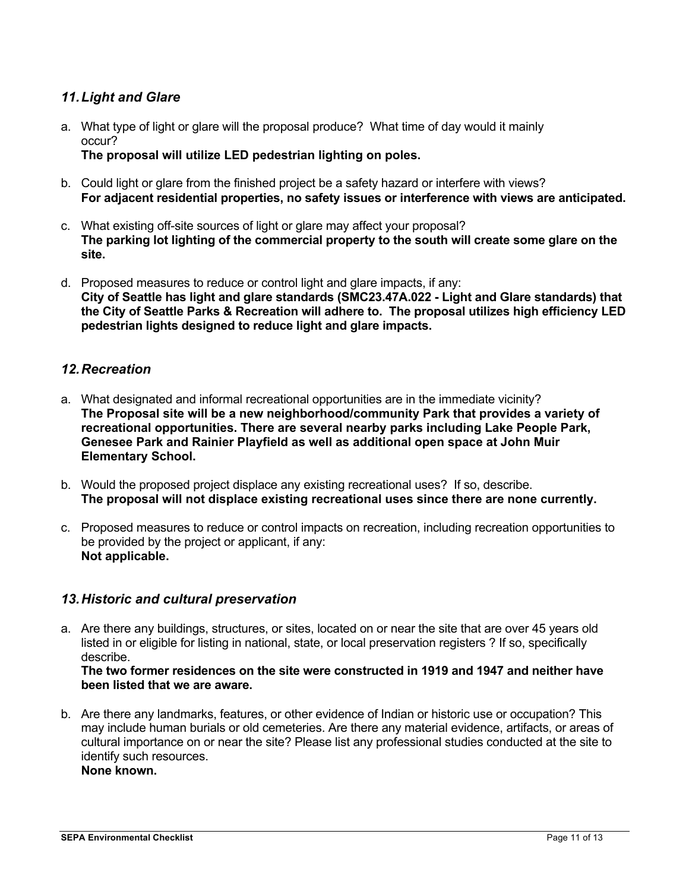### *11. Light and Glare*

a. What type of light or glare will the proposal produce? What time of day would it mainly occur?
**The proposal will utilize LED pedestrian lighting on poles.**

b. Could light or glare from the finished project be a safety hazard or interfere with views?
**For adjacent residential properties, no safety issues or interference with views are anticipated.**

c. What existing off-site sources of light or glare may affect your proposal?
**The parking lot lighting of the commercial property to the south will create some glare on the site.**

d. Proposed measures to reduce or control light and glare impacts, if any:
**City of Seattle has light and glare standards (SMC23.47A.022 - Light and Glare standards) that the City of Seattle Parks & Recreation will adhere to. The proposal utilizes high efficiency LED pedestrian lights designed to reduce light and glare impacts.**

### *12. Recreation*

a. What designated and informal recreational opportunities are in the immediate vicinity?
**The Proposal site will be a new neighborhood/community Park that provides a variety of recreational opportunities. There are several nearby parks including Lake People Park, Genesee Park and Rainier Playfield as well as additional open space at John Muir Elementary School.**

b. Would the proposed project displace any existing recreational uses? If so, describe.
**The proposal will not displace existing recreational uses since there are none currently.**

c. Proposed measures to reduce or control impacts on recreation, including recreation opportunities to be provided by the project or applicant, if any:
**Not applicable.**

### *13. Historic and cultural preservation*

a. Are there any buildings, structures, or sites, located on or near the site that are over 45 years old listed in or eligible for listing in national, state, or local preservation registers ? If so, specifically describe.
**The two former residences on the site were constructed in 1919 and 1947 and neither have been listed that we are aware.**

b. Are there any landmarks, features, or other evidence of Indian or historic use or occupation? This may include human burials or old cemeteries. Are there any material evidence, artifacts, or areas of cultural importance on or near the site? Please list any professional studies conducted at the site to identify such resources.
**None known.**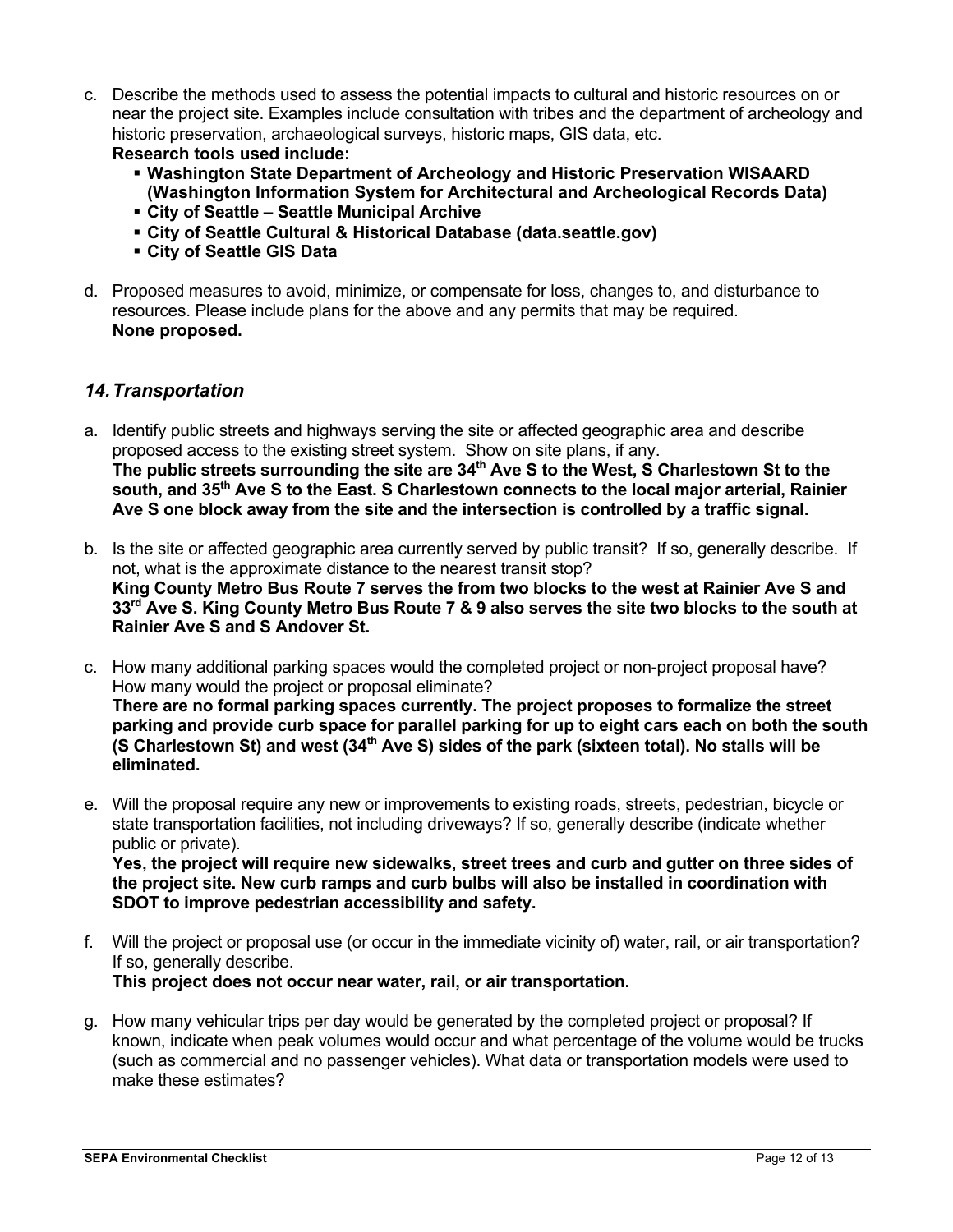c. Describe the methods used to assess the potential impacts to cultural and historic resources on or near the project site. Examples include consultation with tribes and the department of archeology and historic preservation, archaeological surveys, historic maps, GIS data, etc.
**Research tools used include:**
   - **Washington State Department of Archeology and Historic Preservation WISAARD (Washington Information System for Architectural and Archeological Records Data)**
   - **City of Seattle – Seattle Municipal Archive**
   - **City of Seattle Cultural & Historical Database (data.seattle.gov)**
   - **City of Seattle GIS Data**

d. Proposed measures to avoid, minimize, or compensate for loss, changes to, and disturbance to resources. Please include plans for the above and any permits that may be required.
**None proposed.**

## *14. Transportation*

a. Identify public streets and highways serving the site or affected geographic area and describe proposed access to the existing street system. Show on site plans, if any.
**The public streets surrounding the site are 34th Ave S to the West, S Charlestown St to the south, and 35th Ave S to the East. S Charlestown connects to the local major arterial, Rainier Ave S one block away from the site and the intersection is controlled by a traffic signal.**

b. Is the site or affected geographic area currently served by public transit? If so, generally describe. If not, what is the approximate distance to the nearest transit stop?
**King County Metro Bus Route 7 serves the from two blocks to the west at Rainier Ave S and 33rd Ave S. King County Metro Bus Route 7 & 9 also serves the site two blocks to the south at Rainier Ave S and S Andover St.**

c. How many additional parking spaces would the completed project or non-project proposal have? How many would the project or proposal eliminate?
**There are no formal parking spaces currently. The project proposes to formalize the street parking and provide curb space for parallel parking for up to eight cars each on both the south (S Charlestown St) and west (34th Ave S) sides of the park (sixteen total). No stalls will be eliminated.**

e. Will the proposal require any new or improvements to existing roads, streets, pedestrian, bicycle or state transportation facilities, not including driveways? If so, generally describe (indicate whether public or private).
**Yes, the project will require new sidewalks, street trees and curb and gutter on three sides of the project site. New curb ramps and curb bulbs will also be installed in coordination with SDOT to improve pedestrian accessibility and safety.**

f. Will the project or proposal use (or occur in the immediate vicinity of) water, rail, or air transportation? If so, generally describe.
**This project does not occur near water, rail, or air transportation.**

g. How many vehicular trips per day would be generated by the completed project or proposal? If known, indicate when peak volumes would occur and what percentage of the volume would be trucks (such as commercial and no passenger vehicles). What data or transportation models were used to make these estimates?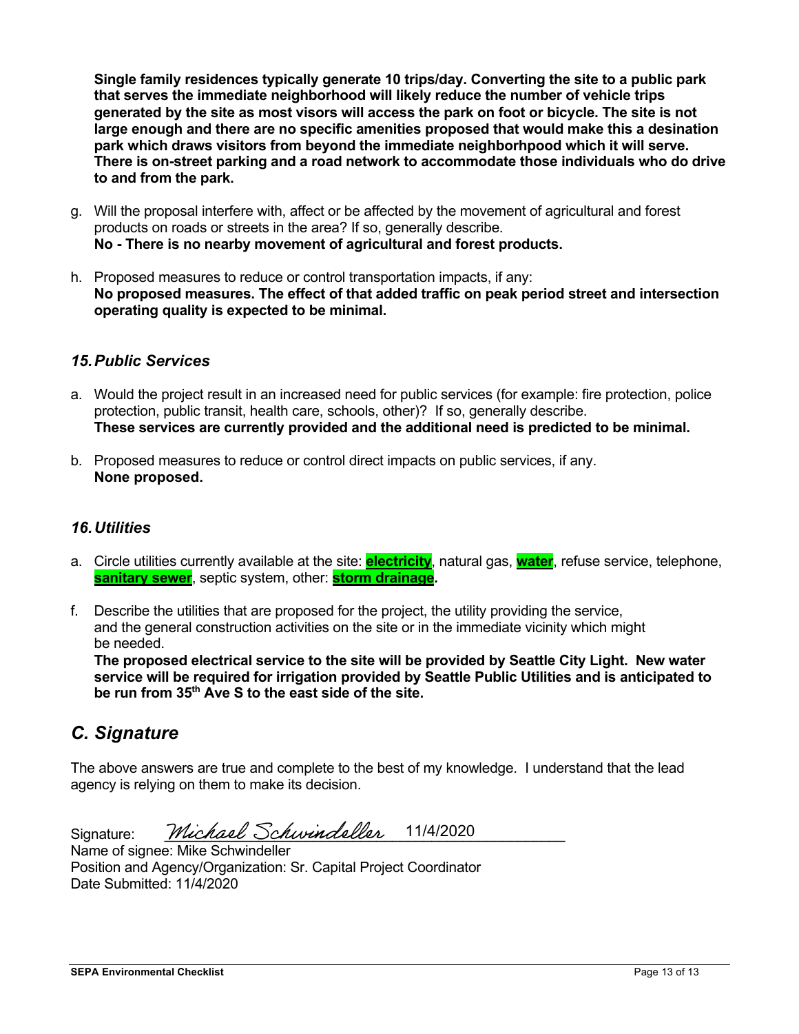**Single family residences typically generate 10 trips/day. Converting the site to a public park that serves the immediate neighborhood will likely reduce the number of vehicle trips generated by the site as most visors will access the park on foot or bicycle. The site is not large enough and there are no specific amenities proposed that would make this a desination park which draws visitors from beyond the immediate neighborhpood which it will serve. There is on-street parking and a road network to accommodate those individuals who do drive to and from the park.**

g. Will the proposal interfere with, affect or be affected by the movement of agricultural and forest products on roads or streets in the area? If so, generally describe.
**No - There is no nearby movement of agricultural and forest products.**

h. Proposed measures to reduce or control transportation impacts, if any:
**No proposed measures. The effect of that added traffic on peak period street and intersection operating quality is expected to be minimal.**

### *15. Public Services*

a. Would the project result in an increased need for public services (for example: fire protection, police protection, public transit, health care, schools, other)? If so, generally describe.
**These services are currently provided and the additional need is predicted to be minimal.**

b. Proposed measures to reduce or control direct impacts on public services, if any.
**None proposed.**

### *16. Utilities*

a. Circle utilities currently available at the site: **electricity**, natural gas, **water**, refuse service, telephone, **sanitary sewer**, septic system, other: **storm drainage.**

f. Describe the utilities that are proposed for the project, the utility providing the service, and the general construction activities on the site or in the immediate vicinity which might be needed.
**The proposed electrical service to the site will be provided by Seattle City Light. New water service will be required for irrigation provided by Seattle Public Utilities and is anticipated to be run from 35th Ave S to the east side of the site.**

## *C. Signature*

The above answers are true and complete to the best of my knowledge. I understand that the lead agency is relying on them to make its decision.

Signature: *Michael Schwindeller* 11/4/2020
Name of signee: Mike Schwindeller
Position and Agency/Organization: Sr. Capital Project Coordinator
Date Submitted: 11/4/2020